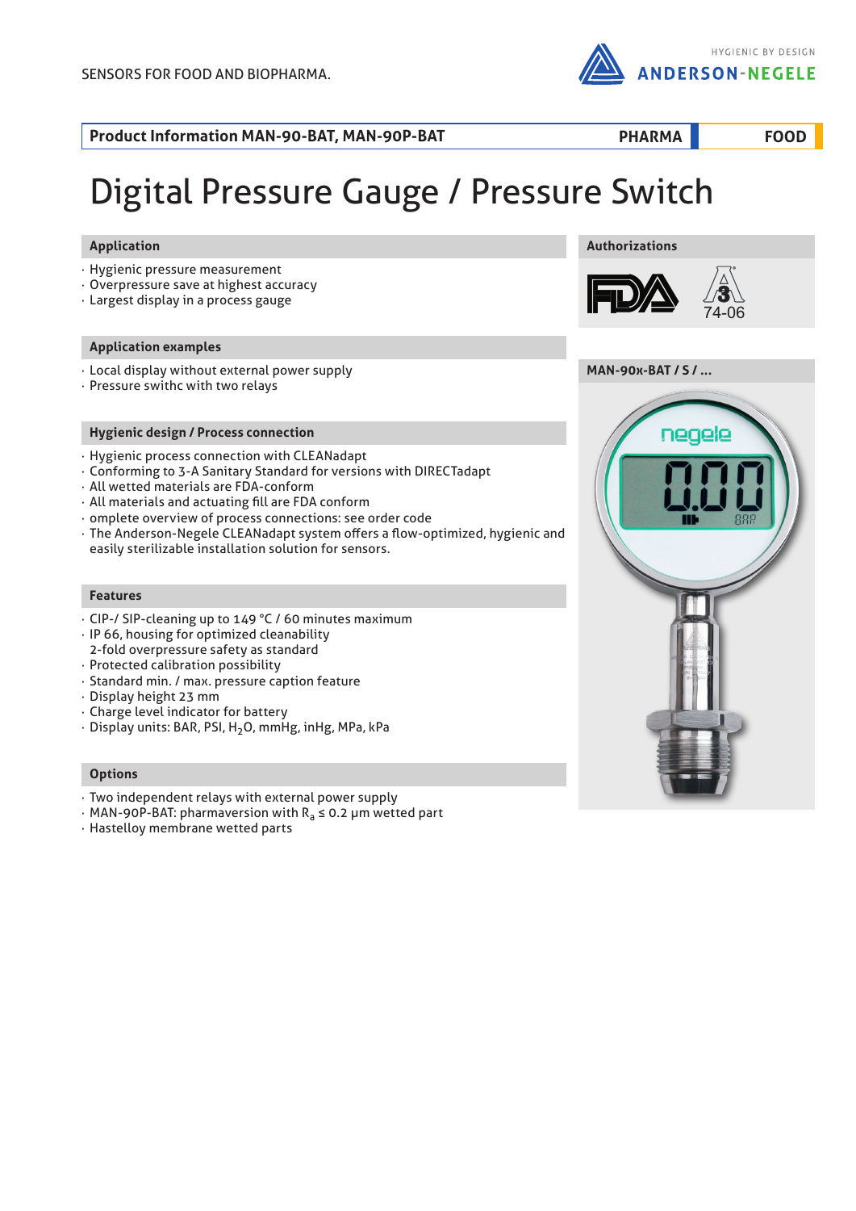SENSORS FOR FOOD AND BIOPHARMA.

HYGIENIC BY DESIGN ANDERSON-NEGELE

**Product Information MAN-90-BAT, MAN-90P-BAT** | **PHARMA** | **FOOD**

# Digital Pressure Gauge / Pressure Switch

## Application

- Hygienic pressure measurement
- Overpressure save at highest accuracy
- Largest display in a process gauge

## Application examples

- Local display without external power supply
- Pressure swithc with two relays

## Hygienic design / Process connection

- Hygienic process connection with CLEANadapt
- Conforming to 3-A Sanitary Standard for versions with DIRECTadapt
- All wetted materials are FDA-conform
- All materials and actuating fill are FDA conform
- omplete overview of process connections: see order code
- The Anderson-Negele CLEANadapt system offers a flow-optimized, hygienic and easily sterilizable installation solution for sensors.

## Features

- CIP-/ SIP-cleaning up to 149 °C / 60 minutes maximum
- IP 66, housing for optimized cleanability
  2-fold overpressure safety as standard
- Protected calibration possibility
- Standard min. / max. pressure caption feature
- Display height 23 mm
- Charge level indicator for battery
- Display units: BAR, PSI, $H_2O$, mmHg, inHg, MPa, kPa

## Options

- Two independent relays with external power supply
- MAN-90P-BAT: pharmaversion with $R_a \leq 0.2$ µm wetted part
- Hastelloy membrane wetted parts

## Authorizations

FDA, 3-A 74-06

## MAN-90x-BAT / S / ...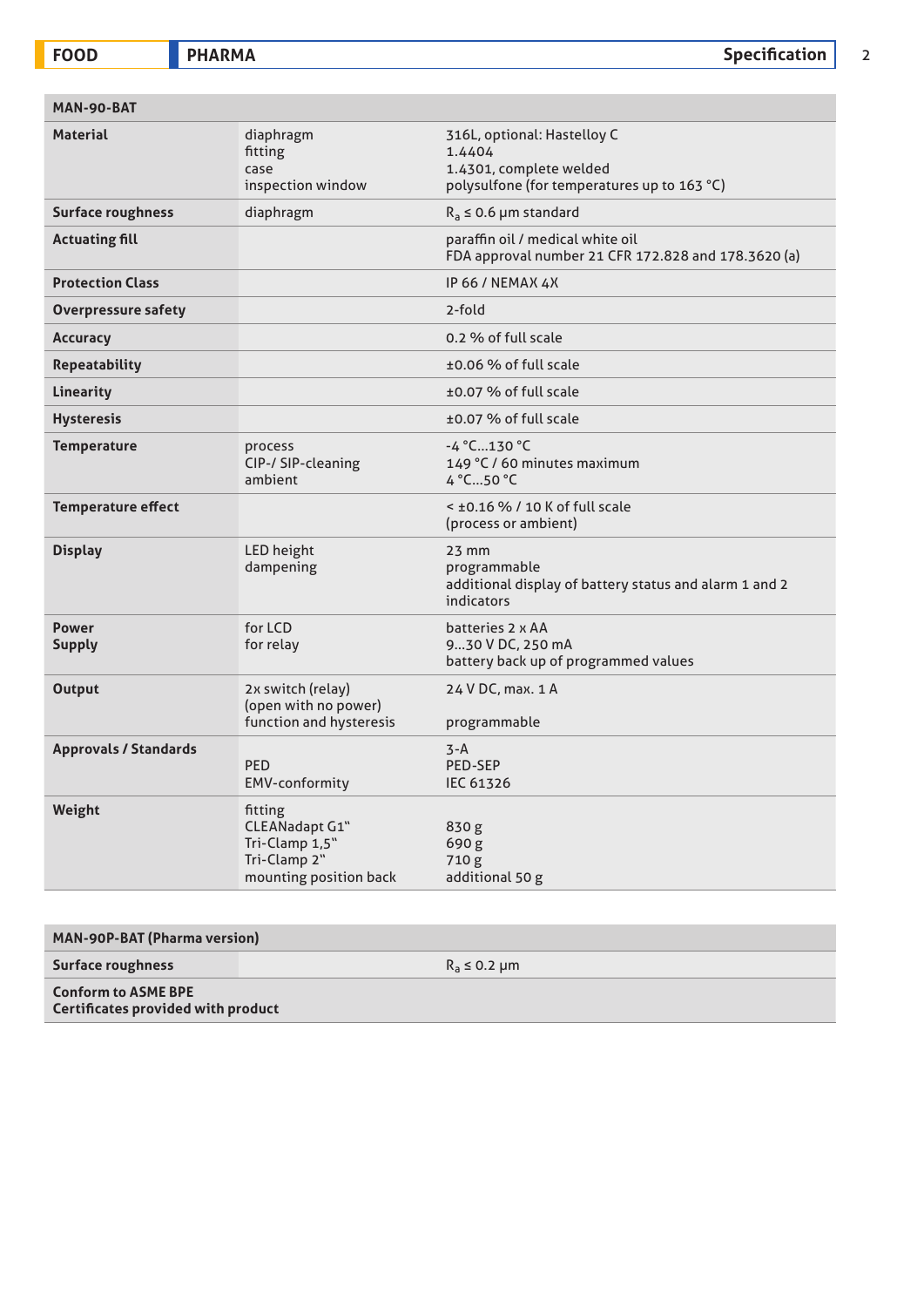| MAN-90-BAT | | |
|---|---|---|
| **Material** | diaphragm<br>fitting<br>case<br>inspection window | 316L, optional: Hastelloy C<br>1.4404<br>1.4301, complete welded<br>polysulfone (for temperatures up to 163 °C) |
| **Surface roughness** | diaphragm | $R_a \le 0.6$ µm standard |
| **Actuating fill** | | paraffin oil / medical white oil<br>FDA approval number 21 CFR 172.828 and 178.3620 (a) |
| **Protection Class** | | IP 66 / NEMAX 4X |
| **Overpressure safety** | | 2-fold |
| **Accuracy** | | 0.2 % of full scale |
| **Repeatability** | | ±0.06 % of full scale |
| **Linearity** | | ±0.07 % of full scale |
| **Hysteresis** | | ±0.07 % of full scale |
| **Temperature** | process<br>CIP-/ SIP-cleaning<br>ambient | -4 °C...130 °C<br>149 °C / 60 minutes maximum<br>4 °C...50 °C |
| **Temperature effect** | | < ±0.16 % / 10 K of full scale<br>(process or ambient) |
| **Display** | LED height<br>dampening | 23 mm<br>programmable<br>additional display of battery status and alarm 1 and 2 indicators |
| **Power Supply** | for LCD<br>for relay | batteries 2 x AA<br>9...30 V DC, 250 mA<br>battery back up of programmed values |
| **Output** | 2x switch (relay)<br>(open with no power)<br>function and hysteresis | 24 V DC, max. 1 A<br><br>programmable |
| **Approvals / Standards** | <br>PED<br>EMV-conformity | 3-A<br>PED-SEP<br>IEC 61326 |
| **Weight** | fitting<br>CLEANadapt G1"<br>Tri-Clamp 1,5"<br>Tri-Clamp 2"<br>mounting position back | <br>830 g<br>690 g<br>710 g<br>additional 50 g |

| MAN-90P-BAT (Pharma version) | | |
|---|---|---|
| **Surface roughness** | | $R_a \le 0.2$ µm |
| **Conform to ASME BPE**<br>**Certificates provided with product** | | |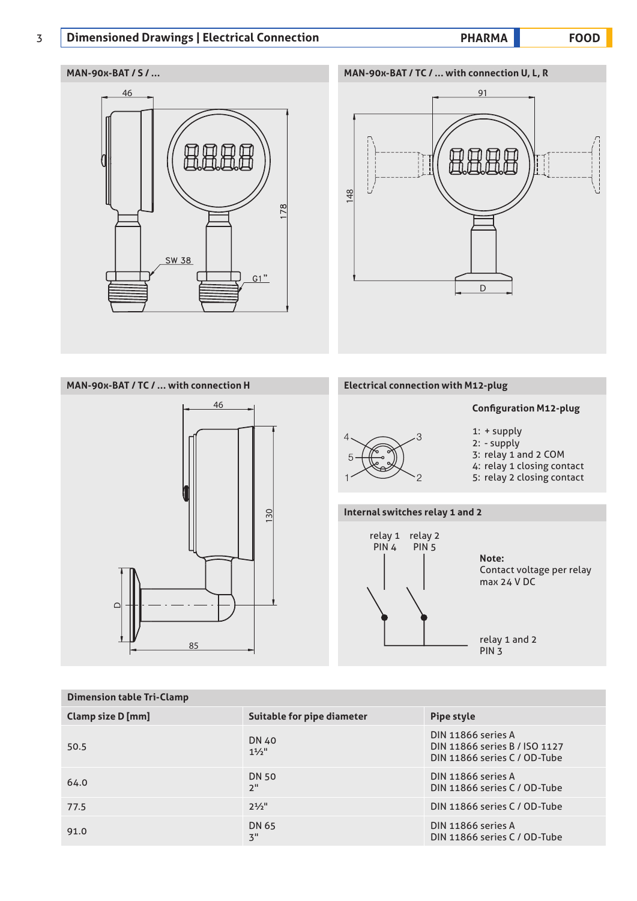## Dimensioned Drawings | Electrical Connection

### MAN-90x-BAT / S / ...

46

178

SW 38

G1"

### MAN-90x-BAT / TC / ... with connection U, L, R

91

148

D

### MAN-90x-BAT / TC / ... with connection H

46

130

D

85

### Electrical connection with M12-plug

**Configuration M12-plug**

1: + supply
2: - supply
3: relay 1 and 2 COM
4: relay 1 closing contact
5: relay 2 closing contact

### Internal switches relay 1 and 2

relay 1 PIN 4

relay 2 PIN 5

relay 1 and 2 PIN 3

**Note:**
Contact voltage per relay max 24 V DC

### Dimension table Tri-Clamp

| Clamp size D [mm] | Suitable for pipe diameter | Pipe style |
|---|---|---|
| 50.5 | DN 40<br>1½" | DIN 11866 series A<br>DIN 11866 series B / ISO 1127<br>DIN 11866 series C / OD-Tube |
| 64.0 | DN 50<br>2" | DIN 11866 series A<br>DIN 11866 series C / OD-Tube |
| 77.5 | 2½" | DIN 11866 series C / OD-Tube |
| 91.0 | DN 65<br>3" | DIN 11866 series A<br>DIN 11866 series C / OD-Tube |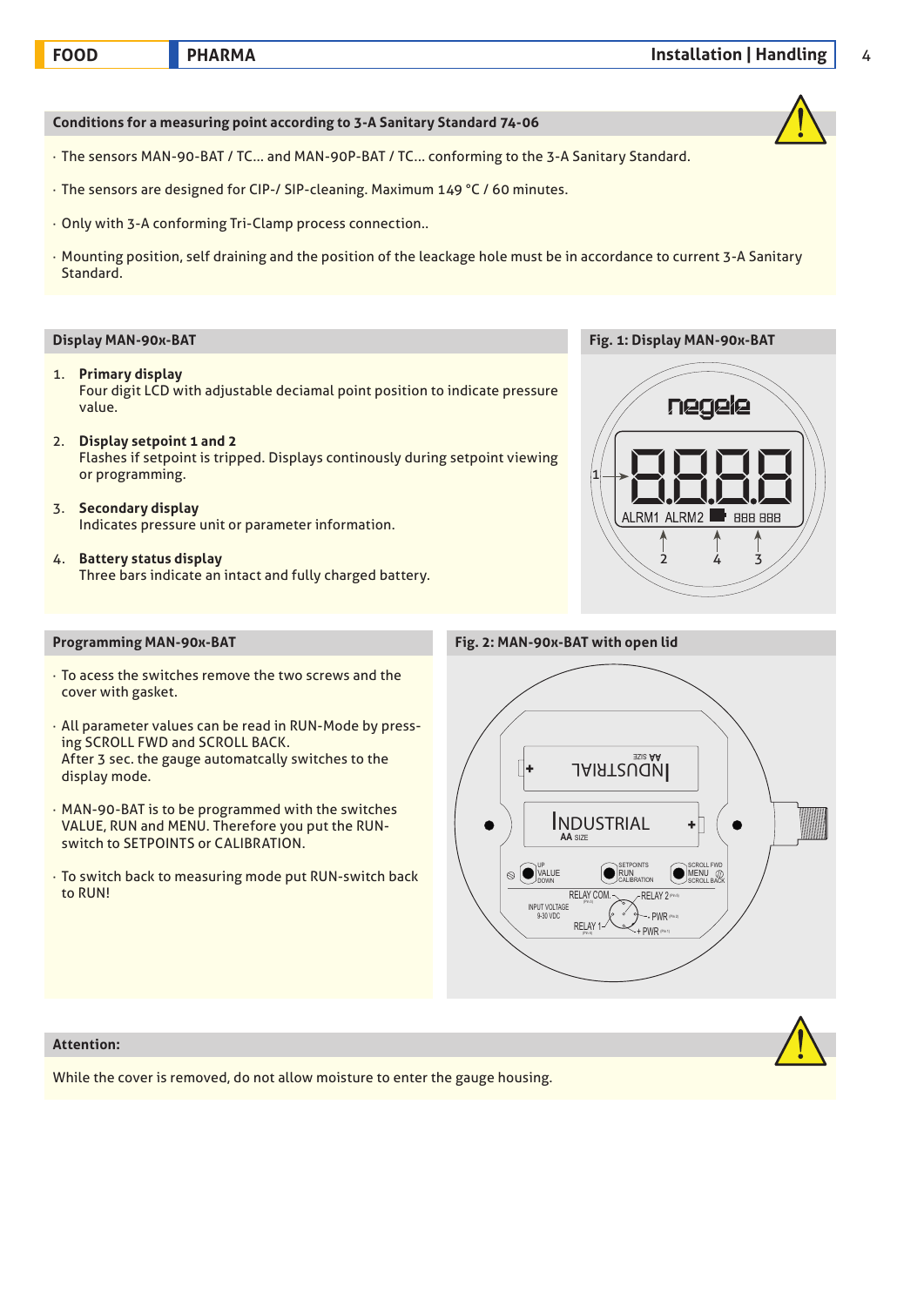## Conditions for a measuring point according to 3-A Sanitary Standard 74-06

- The sensors MAN-90-BAT / TC... and MAN-90P-BAT / TC... conforming to the 3-A Sanitary Standard.
- The sensors are designed for CIP-/ SIP-cleaning. Maximum 149 °C / 60 minutes.
- Only with 3-A conforming Tri-Clamp process connection..
- Mounting position, self draining and the position of the leackage hole must be in accordance to current 3-A Sanitary Standard.

## Display MAN-90x-BAT

1. **Primary display**
   Four digit LCD with adjustable deciamal point position to indicate pressure value.
2. **Display setpoint 1 and 2**
   Flashes if setpoint is tripped. Displays continously during setpoint viewing or programming.
3. **Secondary display**
   Indicates pressure unit or parameter information.
4. **Battery status display**
   Three bars indicate an intact and fully charged battery.

**Fig. 1: Display MAN-90x-BAT**

## Programming MAN-90x-BAT

- To acess the switches remove the two screws and the cover with gasket.
- All parameter values can be read in RUN-Mode by pressing SCROLL FWD and SCROLL BACK.
  After 3 sec. the gauge automatcally switches to the display mode.
- MAN-90-BAT is to be programmed with the switches VALUE, RUN and MENU. Therefore you put the RUN-switch to SETPOINTS or CALIBRATION.
- To switch back to measuring mode put RUN-switch back to RUN!

**Fig. 2: MAN-90x-BAT with open lid**

## Attention:

While the cover is removed, do not allow moisture to enter the gauge housing.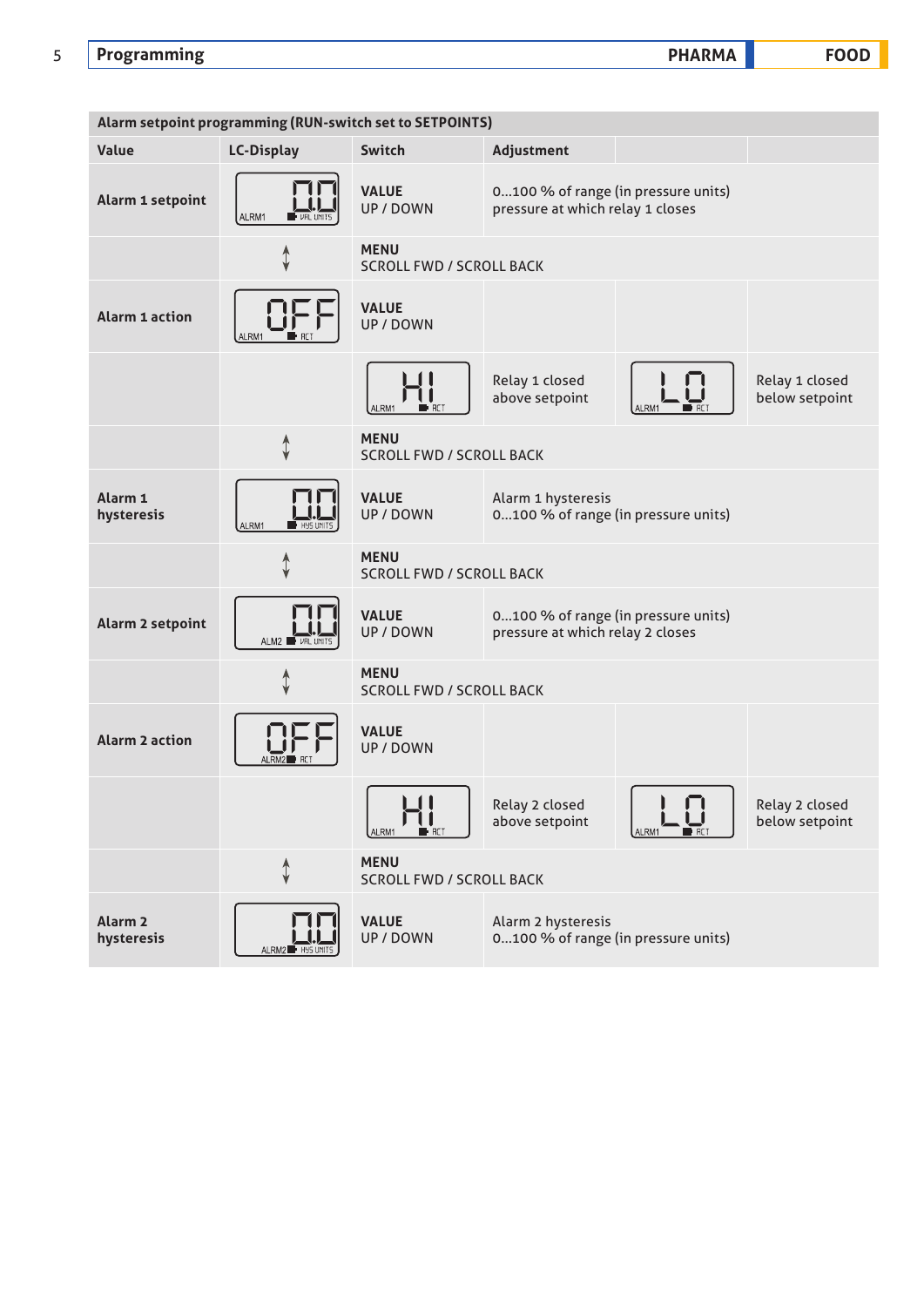## Programming

| Alarm setpoint programming (RUN-switch set to SETPOINTS) | | | | | |
|---|---|---|---|---|---|
| **Value** | **LC-Display** | **Switch** | **Adjustment** | | |
| **Alarm 1 setpoint** | 0.0 ALRM1 VAL UNITS | **VALUE** UP / DOWN | 0…100 % of range (in pressure units) pressure at which relay 1 closes | | |
| | ↕ | **MENU** SCROLL FWD / SCROLL BACK | | | |
| **Alarm 1 action** | OFF ALRM1 ACT | **VALUE** UP / DOWN | | | |
| | | HI ALRM1 ACT | Relay 1 closed above setpoint | LO ALRM1 ACT | Relay 1 closed below setpoint |
| | ↕ | **MENU** SCROLL FWD / SCROLL BACK | | | |
| **Alarm 1 hysteresis** | 0.0 ALRM1 HYS UNITS | **VALUE** UP / DOWN | Alarm 1 hysteresis 0…100 % of range (in pressure units) | | |
| | ↕ | **MENU** SCROLL FWD / SCROLL BACK | | | |
| **Alarm 2 setpoint** | 0.0 ALM2 VAL UNITS | **VALUE** UP / DOWN | 0…100 % of range (in pressure units) pressure at which relay 2 closes | | |
| | ↕ | **MENU** SCROLL FWD / SCROLL BACK | | | |
| **Alarm 2 action** | OFF ALRM2 ACT | **VALUE** UP / DOWN | | | |
| | | HI ALRM1 ACT | Relay 2 closed above setpoint | LO ALRM1 ACT | Relay 2 closed below setpoint |
| | ↕ | **MENU** SCROLL FWD / SCROLL BACK | | | |
| **Alarm 2 hysteresis** | 0.0 ALRM2 HYS UNITS | **VALUE** UP / DOWN | Alarm 2 hysteresis 0…100 % of range (in pressure units) | | |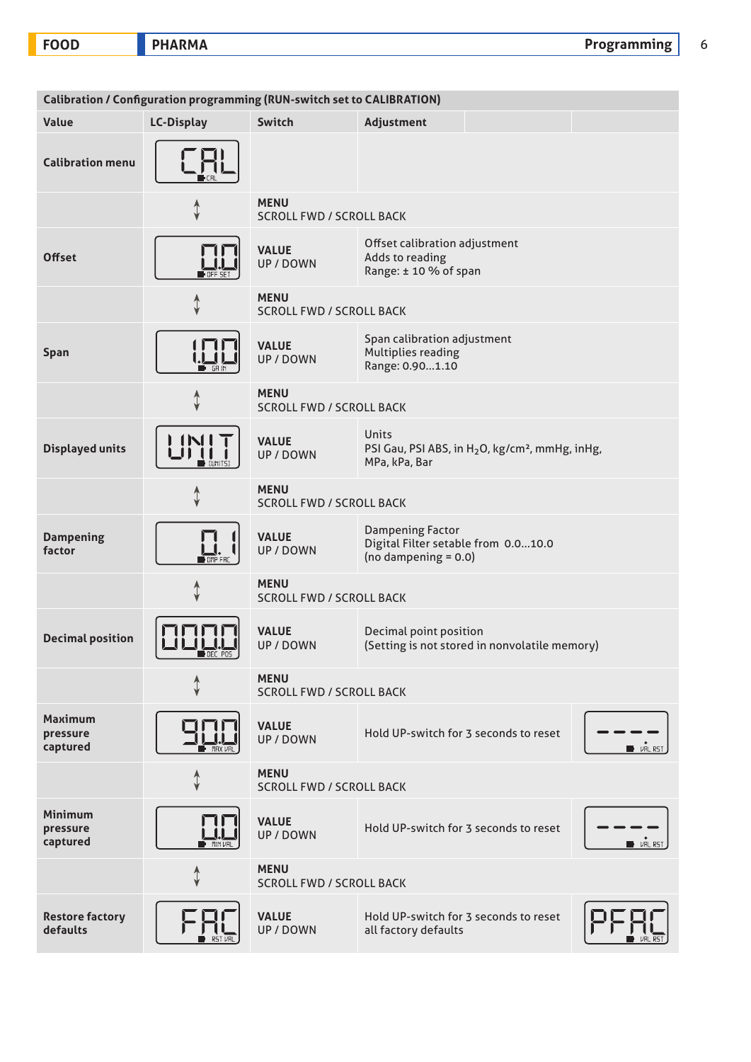| Calibration / Configuration programming (RUN-switch set to CALIBRATION) | | | | |
|---|---|---|---|---|
| **Value** | **LC-Display** | **Switch** | **Adjustment** | |
| **Calibration menu** | CAL (CAL) | | | |
| | ↕ | **MENU** SCROLL FWD / SCROLL BACK | | |
| **Offset** | 0.0 (OFF SET) | **VALUE** UP / DOWN | Offset calibration adjustment<br>Adds to reading<br>Range: ± 10 % of span | |
| | ↕ | **MENU** SCROLL FWD / SCROLL BACK | | |
| **Span** | 1.00 (GAIN) | **VALUE** UP / DOWN | Span calibration adjustment<br>Multiplies reading<br>Range: 0.90...1.10 | |
| | ↕ | **MENU** SCROLL FWD / SCROLL BACK | | |
| **Displayed units** | UNIT (UNITS) | **VALUE** UP / DOWN | Units<br>PSI Gau, PSI ABS, in $H_2O$, kg/cm², mmHg, inHg, MPa, kPa, Bar | |
| | ↕ | **MENU** SCROLL FWD / SCROLL BACK | | |
| **Dampening factor** | 0.1 (DMP FAC) | **VALUE** UP / DOWN | Dampening Factor<br>Digital Filter setable from 0.0...10.0<br>(no dampening = 0.0) | |
| | ↕ | **MENU** SCROLL FWD / SCROLL BACK | | |
| **Decimal position** | 000.0 (DEC POS) | **VALUE** UP / DOWN | Decimal point position<br>(Setting is not stored in nonvolatile memory) | |
| | ↕ | **MENU** SCROLL FWD / SCROLL BACK | | |
| **Maximum pressure captured** | 90.0 (MAX VAL) | **VALUE** UP / DOWN | Hold UP-switch for 3 seconds to reset | ---- (VAL RST) |
| | ↕ | **MENU** SCROLL FWD / SCROLL BACK | | |
| **Minimum pressure captured** | 0.0 (MIN VAL) | **VALUE** UP / DOWN | Hold UP-switch for 3 seconds to reset | ---- (VAL RST) |
| | ↕ | **MENU** SCROLL FWD / SCROLL BACK | | |
| **Restore factory defaults** | FAC (RST VAL) | **VALUE** UP / DOWN | Hold UP-switch for 3 seconds to reset all factory defaults | PFAC (VAL RST) |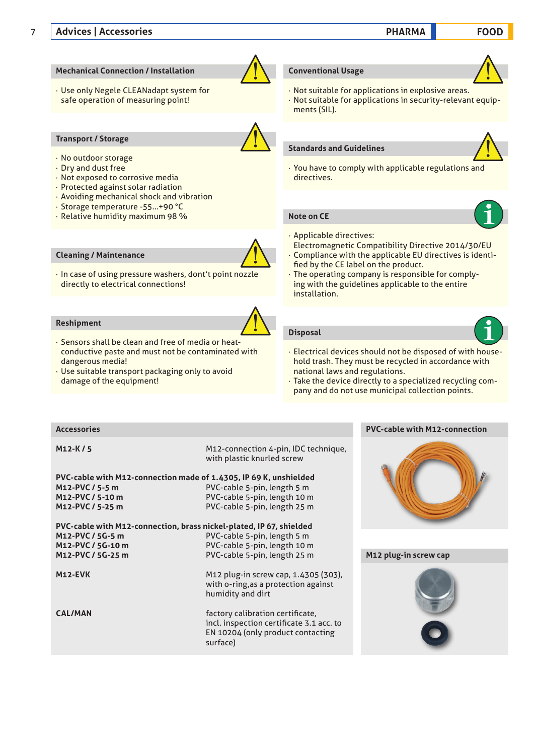# Advices | Accessories

## Mechanical Connection / Installation

- Use only Negele CLEANadapt system for safe operation of measuring point!

## Transport / Storage

- No outdoor storage
- Dry and dust free
- Not exposed to corrosive media
- Protected against solar radiation
- Avoiding mechanical shock and vibration
- Storage temperature -55...+90 °C
- Relative humidity maximum 98 %

## Cleaning / Maintenance

- In case of using pressure washers, dont't point nozzle directly to electrical connections!

## Reshipment

- Sensors shall be clean and free of media or heat-conductive paste and must not be contaminated with dangerous media!
- Use suitable transport packaging only to avoid damage of the equipment!

## Conventional Usage

- Not suitable for applications in explosive areas.
- Not suitable for applications in security-relevant equipments (SIL).

## Standards and Guidelines

- You have to comply with applicable regulations and directives.

## Note on CE

- Applicable directives:
  Electromagnetic Compatibility Directive 2014/30/EU
- Compliance with the applicable EU directives is identified by the CE label on the product.
- The operating company is responsible for complying with the guidelines applicable to the entire installation.

## Disposal

- Electrical devices should not be disposed of with household trash. They must be recycled in accordance with national laws and regulations.
- Take the device directly to a specialized recycling company and do not use municipal collection points.

## Accessories

| | |
|---|---|
| **M12-K / 5** | M12-connection 4-pin, IDC technique, with plastic knurled screw |
| **PVC-cable with M12-connection made of 1.4305, IP 69 K, unshielded** | |
| **M12-PVC / 5-5 m** | PVC-cable 5-pin, length 5 m |
| **M12-PVC / 5-10 m** | PVC-cable 5-pin, length 10 m |
| **M12-PVC / 5-25 m** | PVC-cable 5-pin, length 25 m |
| **PVC-cable with M12-connection, brass nickel-plated, IP 67, shielded** | |
| **M12-PVC / 5G-5 m** | PVC-cable 5-pin, length 5 m |
| **M12-PVC / 5G-10 m** | PVC-cable 5-pin, length 10 m |
| **M12-PVC / 5G-25 m** | PVC-cable 5-pin, length 25 m |
| **M12-EVK** | M12 plug-in screw cap, 1.4305 (303), with o-ring,as a protection against humidity and dirt |
| **CAL/MAN** | factory calibration certificate, incl. inspection certificate 3.1 acc. to EN 10204 (only product contacting surface) |

### PVC-cable with M12-connection

### M12 plug-in screw cap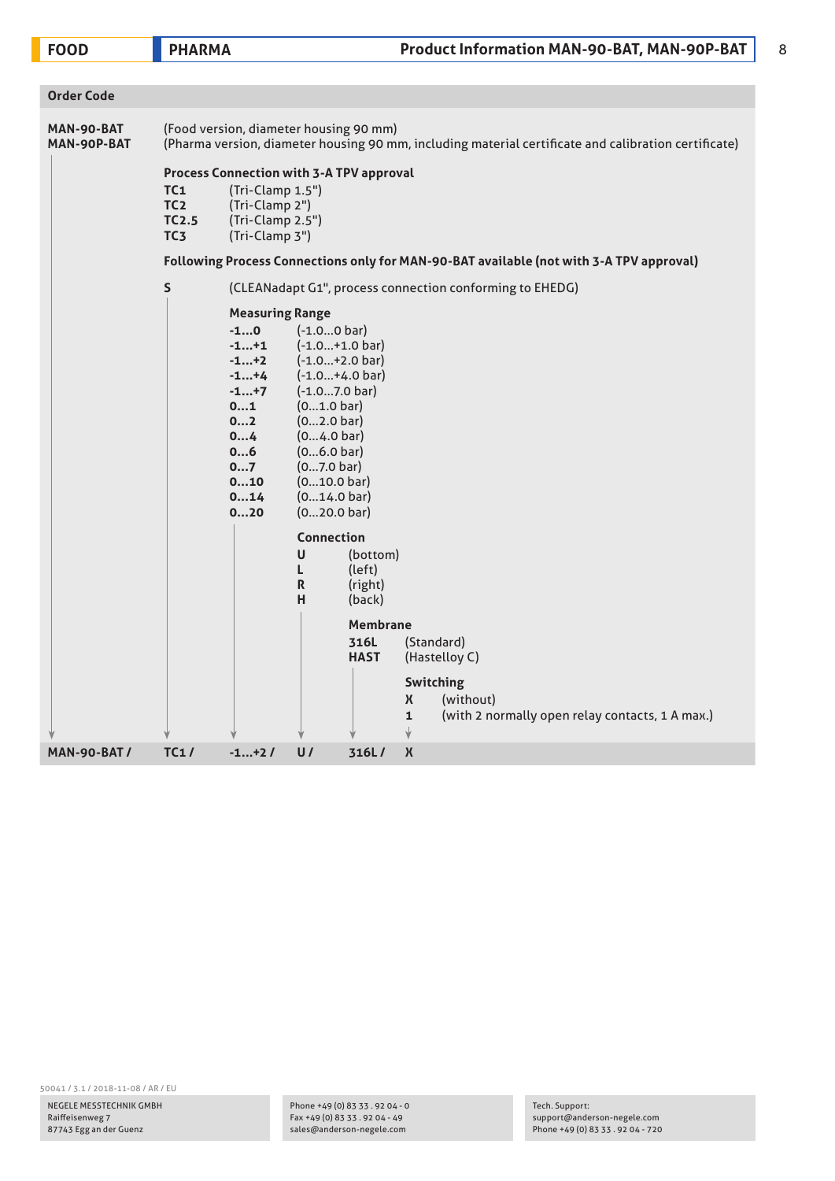## Order Code

**MAN-90-BAT** (Food version, diameter housing 90 mm)
**MAN-90P-BAT** (Pharma version, diameter housing 90 mm, including material certificate and calibration certificate)

**Process Connection with 3-A TPV approval**

| | |
|---|---|
| **TC1** | (Tri-Clamp 1.5") |
| **TC2** | (Tri-Clamp 2") |
| **TC2.5** | (Tri-Clamp 2.5") |
| **TC3** | (Tri-Clamp 3") |

**Following Process Connections only for MAN-90-BAT available (not with 3-A TPV approval)**

| | |
|---|---|
| **S** | (CLEANadapt G1", process connection conforming to EHEDG) |

**Measuring Range**

| | |
|---|---|
| **-1…0** | (-1.0…0 bar) |
| **-1…+1** | (-1.0…+1.0 bar) |
| **-1…+2** | (-1.0…+2.0 bar) |
| **-1…+4** | (-1.0…+4.0 bar) |
| **-1…+7** | (-1.0…7.0 bar) |
| **0…1** | (0…1.0 bar) |
| **0…2** | (0…2.0 bar) |
| **0…4** | (0…4.0 bar) |
| **0…6** | (0…6.0 bar) |
| **0…7** | (0…7.0 bar) |
| **0…10** | (0…10.0 bar) |
| **0…14** | (0…14.0 bar) |
| **0…20** | (0…20.0 bar) |

**Connection**

| | |
|---|---|
| **U** | (bottom) |
| **L** | (left) |
| **R** | (right) |
| **H** | (back) |

**Membrane**

| | |
|---|---|
| **316L** | (Standard) |
| **HAST** | (Hastelloy C) |

**Switching**

| | |
|---|---|
| **X** | (without) |
| **1** | (with 2 normally open relay contacts, 1 A max.) |

**MAN-90-BAT / TC1 / -1…+2 / U / 316L / X**

50041 / 3.1 / 2018-11-08 / AR / EU

NEGELE MESSTECHNIK GMBH
Raiffeisenweg 7
87743 Egg an der Guenz

Phone +49 (0) 83 33 . 92 04 - 0
Fax +49 (0) 83 33 . 92 04 - 49
sales@anderson-negele.com

Tech. Support:
support@anderson-negele.com
Phone +49 (0) 83 33 . 92 04 - 720